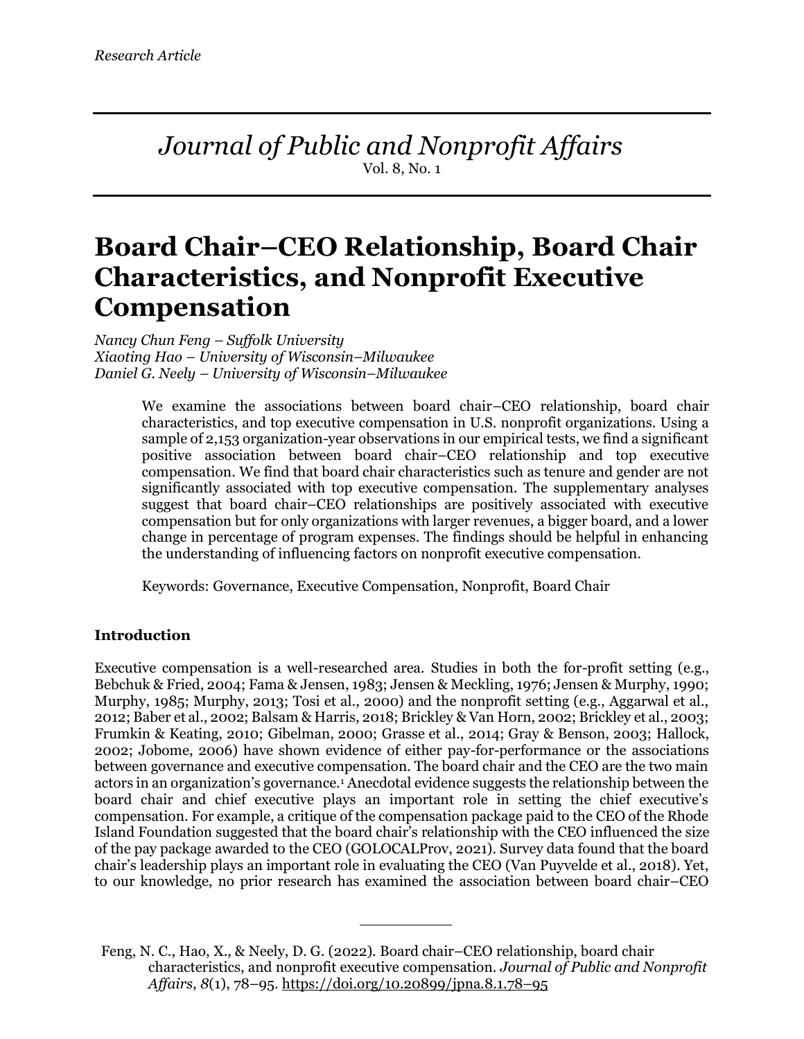*Research Article*

# *Journal of Public and Nonprofit Affairs*

Vol. 8, No. 1

# Board Chair–CEO Relationship, Board Chair Characteristics, and Nonprofit Executive Compensation

*Nancy Chun Feng – Suffolk University*
*Xiaoting Hao – University of Wisconsin–Milwaukee*
*Daniel G. Neely – University of Wisconsin–Milwaukee*

We examine the associations between board chair–CEO relationship, board chair characteristics, and top executive compensation in U.S. nonprofit organizations. Using a sample of 2,153 organization-year observations in our empirical tests, we find a significant positive association between board chair–CEO relationship and top executive compensation. We find that board chair characteristics such as tenure and gender are not significantly associated with top executive compensation. The supplementary analyses suggest that board chair–CEO relationships are positively associated with executive compensation but for only organizations with larger revenues, a bigger board, and a lower change in percentage of program expenses. The findings should be helpful in enhancing the understanding of influencing factors on nonprofit executive compensation.

Keywords: Governance, Executive Compensation, Nonprofit, Board Chair

## Introduction

Executive compensation is a well-researched area. Studies in both the for-profit setting (e.g., Bebchuk & Fried, 2004; Fama & Jensen, 1983; Jensen & Meckling, 1976; Jensen & Murphy, 1990; Murphy, 1985; Murphy, 2013; Tosi et al., 2000) and the nonprofit setting (e.g., Aggarwal et al., 2012; Baber et al., 2002; Balsam & Harris, 2018; Brickley & Van Horn, 2002; Brickley et al., 2003; Frumkin & Keating, 2010; Gibelman, 2000; Grasse et al., 2014; Gray & Benson, 2003; Hallock, 2002; Jobome, 2006) have shown evidence of either pay-for-performance or the associations between governance and executive compensation. The board chair and the CEO are the two main actors in an organization's governance.[1] Anecdotal evidence suggests the relationship between the board chair and chief executive plays an important role in setting the chief executive's compensation. For example, a critique of the compensation package paid to the CEO of the Rhode Island Foundation suggested that the board chair's relationship with the CEO influenced the size of the pay package awarded to the CEO (GOLOCALProv, 2021). Survey data found that the board chair's leadership plays an important role in evaluating the CEO (Van Puyvelde et al., 2018). Yet, to our knowledge, no prior research has examined the association between board chair–CEO

---

Feng, N. C., Hao, X., & Neely, D. G. (2022). Board chair–CEO relationship, board chair characteristics, and nonprofit executive compensation. *Journal of Public and Nonprofit Affairs*, *8*(1), 78–95. https://doi.org/10.20899/jpna.8.1.78–95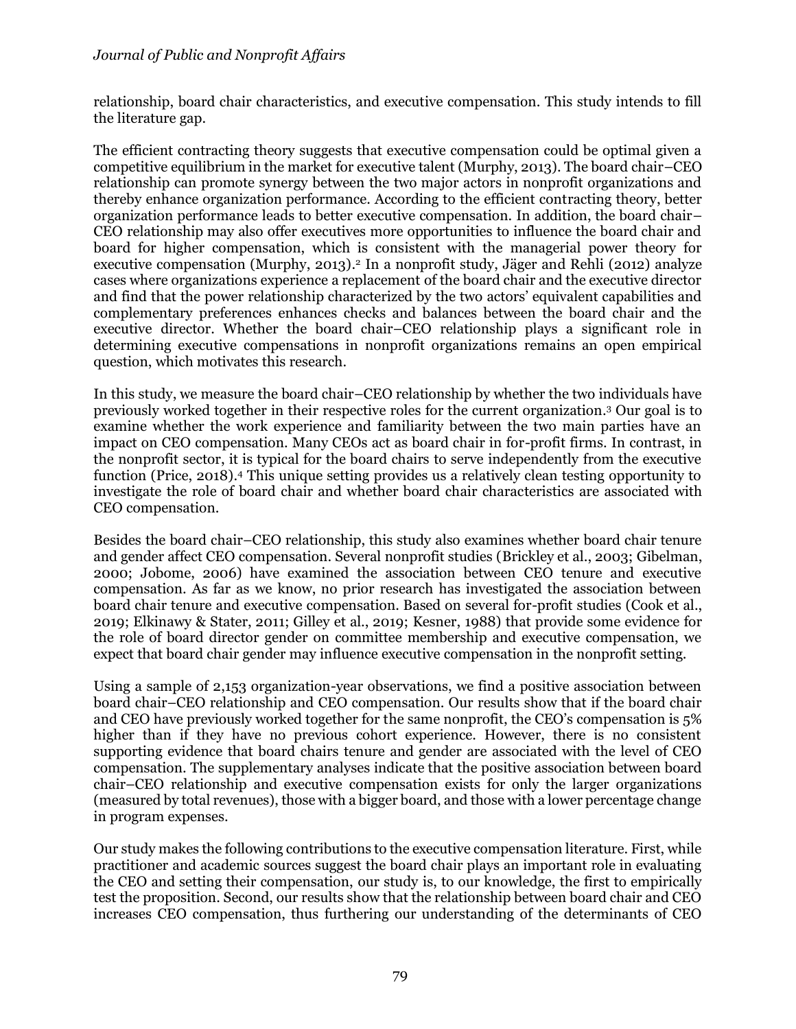relationship, board chair characteristics, and executive compensation. This study intends to fill the literature gap.

The efficient contracting theory suggests that executive compensation could be optimal given a competitive equilibrium in the market for executive talent (Murphy, 2013). The board chair–CEO relationship can promote synergy between the two major actors in nonprofit organizations and thereby enhance organization performance. According to the efficient contracting theory, better organization performance leads to better executive compensation. In addition, the board chair–CEO relationship may also offer executives more opportunities to influence the board chair and board for higher compensation, which is consistent with the managerial power theory for executive compensation (Murphy, 2013).[2] In a nonprofit study, Jäger and Rehli (2012) analyze cases where organizations experience a replacement of the board chair and the executive director and find that the power relationship characterized by the two actors' equivalent capabilities and complementary preferences enhances checks and balances between the board chair and the executive director. Whether the board chair–CEO relationship plays a significant role in determining executive compensations in nonprofit organizations remains an open empirical question, which motivates this research.

In this study, we measure the board chair–CEO relationship by whether the two individuals have previously worked together in their respective roles for the current organization.[3] Our goal is to examine whether the work experience and familiarity between the two main parties have an impact on CEO compensation. Many CEOs act as board chair in for-profit firms. In contrast, in the nonprofit sector, it is typical for the board chairs to serve independently from the executive function (Price, 2018).[4] This unique setting provides us a relatively clean testing opportunity to investigate the role of board chair and whether board chair characteristics are associated with CEO compensation.

Besides the board chair–CEO relationship, this study also examines whether board chair tenure and gender affect CEO compensation. Several nonprofit studies (Brickley et al., 2003; Gibelman, 2000; Jobome, 2006) have examined the association between CEO tenure and executive compensation. As far as we know, no prior research has investigated the association between board chair tenure and executive compensation. Based on several for-profit studies (Cook et al., 2019; Elkinawy & Stater, 2011; Gilley et al., 2019; Kesner, 1988) that provide some evidence for the role of board director gender on committee membership and executive compensation, we expect that board chair gender may influence executive compensation in the nonprofit setting.

Using a sample of 2,153 organization-year observations, we find a positive association between board chair–CEO relationship and CEO compensation. Our results show that if the board chair and CEO have previously worked together for the same nonprofit, the CEO's compensation is 5% higher than if they have no previous cohort experience. However, there is no consistent supporting evidence that board chairs tenure and gender are associated with the level of CEO compensation. The supplementary analyses indicate that the positive association between board chair–CEO relationship and executive compensation exists for only the larger organizations (measured by total revenues), those with a bigger board, and those with a lower percentage change in program expenses.

Our study makes the following contributions to the executive compensation literature. First, while practitioner and academic sources suggest the board chair plays an important role in evaluating the CEO and setting their compensation, our study is, to our knowledge, the first to empirically test the proposition. Second, our results show that the relationship between board chair and CEO increases CEO compensation, thus furthering our understanding of the determinants of CEO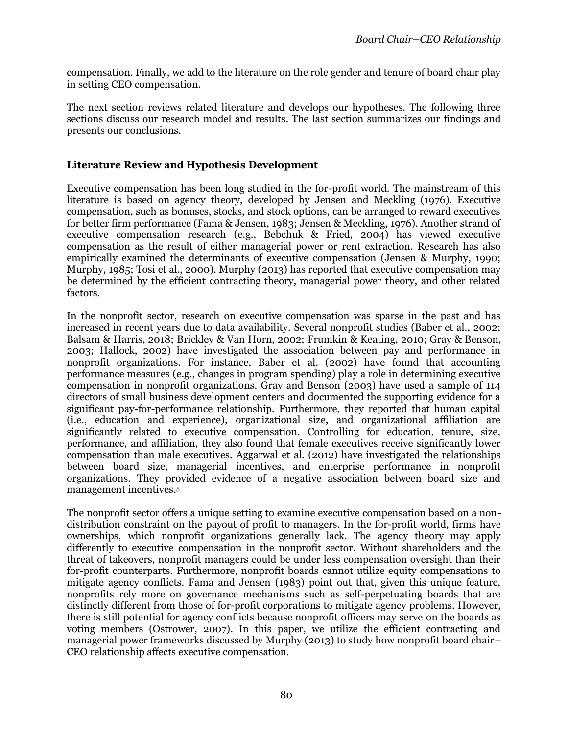compensation. Finally, we add to the literature on the role gender and tenure of board chair play in setting CEO compensation.

The next section reviews related literature and develops our hypotheses. The following three sections discuss our research model and results. The last section summarizes our findings and presents our conclusions.

## Literature Review and Hypothesis Development

Executive compensation has been long studied in the for-profit world. The mainstream of this literature is based on agency theory, developed by Jensen and Meckling (1976). Executive compensation, such as bonuses, stocks, and stock options, can be arranged to reward executives for better firm performance (Fama & Jensen, 1983; Jensen & Meckling, 1976). Another strand of executive compensation research (e.g., Bebchuk & Fried, 2004) has viewed executive compensation as the result of either managerial power or rent extraction. Research has also empirically examined the determinants of executive compensation (Jensen & Murphy, 1990; Murphy, 1985; Tosi et al., 2000). Murphy (2013) has reported that executive compensation may be determined by the efficient contracting theory, managerial power theory, and other related factors.

In the nonprofit sector, research on executive compensation was sparse in the past and has increased in recent years due to data availability. Several nonprofit studies (Baber et al., 2002; Balsam & Harris, 2018; Brickley & Van Horn, 2002; Frumkin & Keating, 2010; Gray & Benson, 2003; Hallock, 2002) have investigated the association between pay and performance in nonprofit organizations. For instance, Baber et al. (2002) have found that accounting performance measures (e.g., changes in program spending) play a role in determining executive compensation in nonprofit organizations. Gray and Benson (2003) have used a sample of 114 directors of small business development centers and documented the supporting evidence for a significant pay-for-performance relationship. Furthermore, they reported that human capital (i.e., education and experience), organizational size, and organizational affiliation are significantly related to executive compensation. Controlling for education, tenure, size, performance, and affiliation, they also found that female executives receive significantly lower compensation than male executives. Aggarwal et al. (2012) have investigated the relationships between board size, managerial incentives, and enterprise performance in nonprofit organizations. They provided evidence of a negative association between board size and management incentives.[5]

The nonprofit sector offers a unique setting to examine executive compensation based on a non-distribution constraint on the payout of profit to managers. In the for-profit world, firms have ownerships, which nonprofit organizations generally lack. The agency theory may apply differently to executive compensation in the nonprofit sector. Without shareholders and the threat of takeovers, nonprofit managers could be under less compensation oversight than their for-profit counterparts. Furthermore, nonprofit boards cannot utilize equity compensations to mitigate agency conflicts. Fama and Jensen (1983) point out that, given this unique feature, nonprofits rely more on governance mechanisms such as self-perpetuating boards that are distinctly different from those of for-profit corporations to mitigate agency problems. However, there is still potential for agency conflicts because nonprofit officers may serve on the boards as voting members (Ostrower, 2007). In this paper, we utilize the efficient contracting and managerial power frameworks discussed by Murphy (2013) to study how nonprofit board chair–CEO relationship affects executive compensation.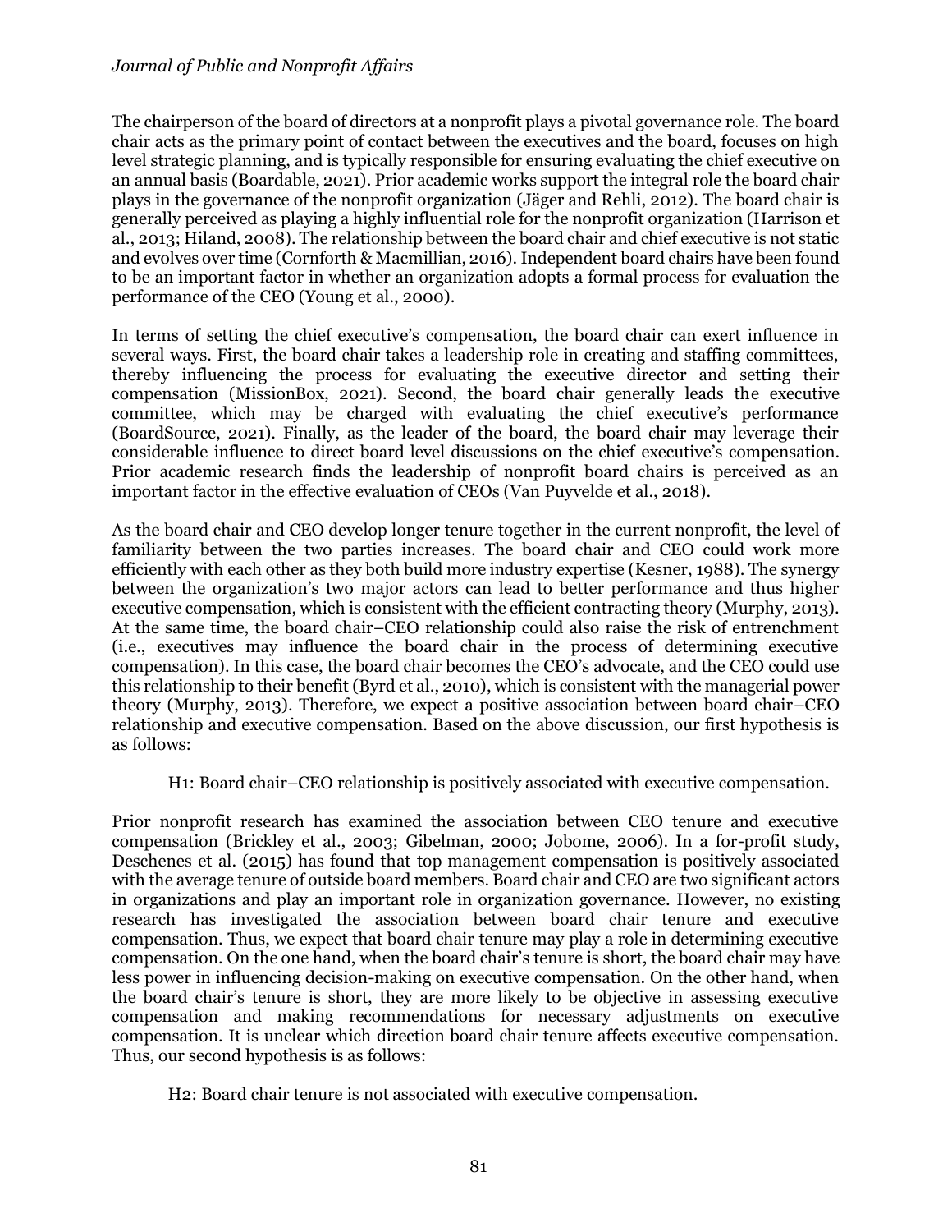The chairperson of the board of directors at a nonprofit plays a pivotal governance role. The board chair acts as the primary point of contact between the executives and the board, focuses on high level strategic planning, and is typically responsible for ensuring evaluating the chief executive on an annual basis (Boardable, 2021). Prior academic works support the integral role the board chair plays in the governance of the nonprofit organization (Jäger and Rehli, 2012). The board chair is generally perceived as playing a highly influential role for the nonprofit organization (Harrison et al., 2013; Hiland, 2008). The relationship between the board chair and chief executive is not static and evolves over time (Cornforth & Macmillian, 2016). Independent board chairs have been found to be an important factor in whether an organization adopts a formal process for evaluation the performance of the CEO (Young et al., 2000).

In terms of setting the chief executive's compensation, the board chair can exert influence in several ways. First, the board chair takes a leadership role in creating and staffing committees, thereby influencing the process for evaluating the executive director and setting their compensation (MissionBox, 2021). Second, the board chair generally leads the executive committee, which may be charged with evaluating the chief executive's performance (BoardSource, 2021). Finally, as the leader of the board, the board chair may leverage their considerable influence to direct board level discussions on the chief executive's compensation. Prior academic research finds the leadership of nonprofit board chairs is perceived as an important factor in the effective evaluation of CEOs (Van Puyvelde et al., 2018).

As the board chair and CEO develop longer tenure together in the current nonprofit, the level of familiarity between the two parties increases. The board chair and CEO could work more efficiently with each other as they both build more industry expertise (Kesner, 1988). The synergy between the organization's two major actors can lead to better performance and thus higher executive compensation, which is consistent with the efficient contracting theory (Murphy, 2013). At the same time, the board chair–CEO relationship could also raise the risk of entrenchment (i.e., executives may influence the board chair in the process of determining executive compensation). In this case, the board chair becomes the CEO's advocate, and the CEO could use this relationship to their benefit (Byrd et al., 2010), which is consistent with the managerial power theory (Murphy, 2013). Therefore, we expect a positive association between board chair–CEO relationship and executive compensation. Based on the above discussion, our first hypothesis is as follows:

H1: Board chair–CEO relationship is positively associated with executive compensation.

Prior nonprofit research has examined the association between CEO tenure and executive compensation (Brickley et al., 2003; Gibelman, 2000; Jobome, 2006). In a for-profit study, Deschenes et al. (2015) has found that top management compensation is positively associated with the average tenure of outside board members. Board chair and CEO are two significant actors in organizations and play an important role in organization governance. However, no existing research has investigated the association between board chair tenure and executive compensation. Thus, we expect that board chair tenure may play a role in determining executive compensation. On the one hand, when the board chair's tenure is short, the board chair may have less power in influencing decision-making on executive compensation. On the other hand, when the board chair's tenure is short, they are more likely to be objective in assessing executive compensation and making recommendations for necessary adjustments on executive compensation. It is unclear which direction board chair tenure affects executive compensation. Thus, our second hypothesis is as follows:

H2: Board chair tenure is not associated with executive compensation.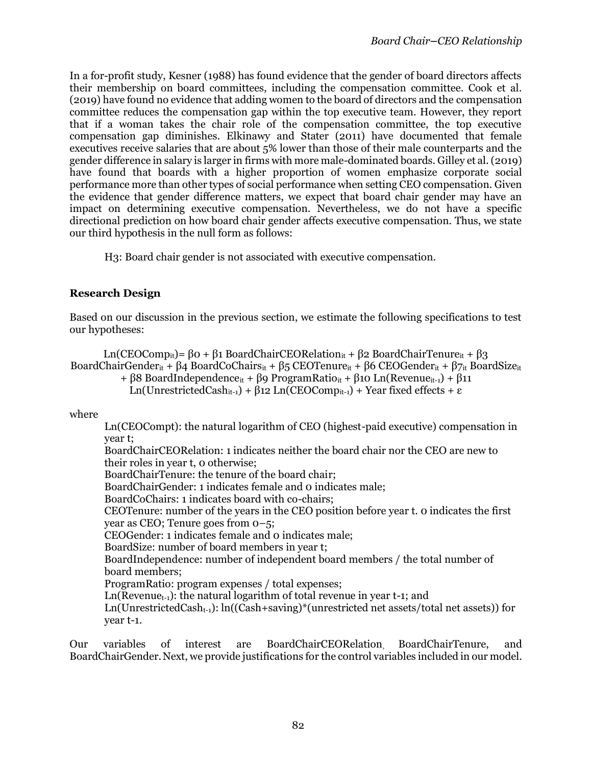In a for-profit study, Kesner (1988) has found evidence that the gender of board directors affects their membership on board committees, including the compensation committee. Cook et al. (2019) have found no evidence that adding women to the board of directors and the compensation committee reduces the compensation gap within the top executive team. However, they report that if a woman takes the chair role of the compensation committee, the top executive compensation gap diminishes. Elkinawy and Stater (2011) have documented that female executives receive salaries that are about 5% lower than those of their male counterparts and the gender difference in salary is larger in firms with more male-dominated boards. Gilley et al. (2019) have found that boards with a higher proportion of women emphasize corporate social performance more than other types of social performance when setting CEO compensation. Given the evidence that gender difference matters, we expect that board chair gender may have an impact on determining executive compensation. Nevertheless, we do not have a specific directional prediction on how board chair gender affects executive compensation. Thus, we state our third hypothesis in the null form as follows:

H3: Board chair gender is not associated with executive compensation.

## Research Design

Based on our discussion in the previous section, we estimate the following specifications to test our hypotheses:

$$\begin{aligned} Ln(CEOComp_{it}) = {} & \beta 0 + \beta 1\ BoardChairCEORelation_{it} + \beta 2\ BoardChairTenure_{it} + \beta 3\ BoardChairGender_{it} + \beta 4\ BoardCoChairs_{it} \\ & + \beta 5\ CEOTenure_{it} + \beta 6\ CEOGender_{it} + \beta 7_{it}\ BoardSize_{it} + \beta 8\ BoardIndependence_{it} + \beta 9\ ProgramRatio_{it} \\ & + \beta 10\ Ln(Revenue_{it-1}) + \beta 11\ Ln(UnrestrictedCash_{it-1}) + \beta 12\ Ln(CEOComp_{it-1}) + \text{Year fixed effects} + \varepsilon \end{aligned}$$

where

- $Ln(CEOComp_t)$: the natural logarithm of CEO (highest-paid executive) compensation in year t;
- BoardChairCEORelation: 1 indicates neither the board chair nor the CEO are new to their roles in year t, 0 otherwise;
- BoardChairTenure: the tenure of the board chair;
- BoardChairGender: 1 indicates female and 0 indicates male;
- BoardCoChairs: 1 indicates board with co-chairs;
- CEOTenure: number of the years in the CEO position before year t. 0 indicates the first year as CEO; Tenure goes from 0–5;
- CEOGender: 1 indicates female and 0 indicates male;
- BoardSize: number of board members in year t;
- BoardIndependence: number of independent board members / the total number of board members;
- ProgramRatio: program expenses / total expenses;
- $Ln(Revenue_{t-1})$: the natural logarithm of total revenue in year t-1; and
- $Ln(UnrestrictedCash_{t-1})$: ln((Cash+saving)*(unrestricted net assets/total net assets)) for year t-1.

Our variables of interest are BoardChairCEORelation, BoardChairTenure, and BoardChairGender. Next, we provide justifications for the control variables included in our model.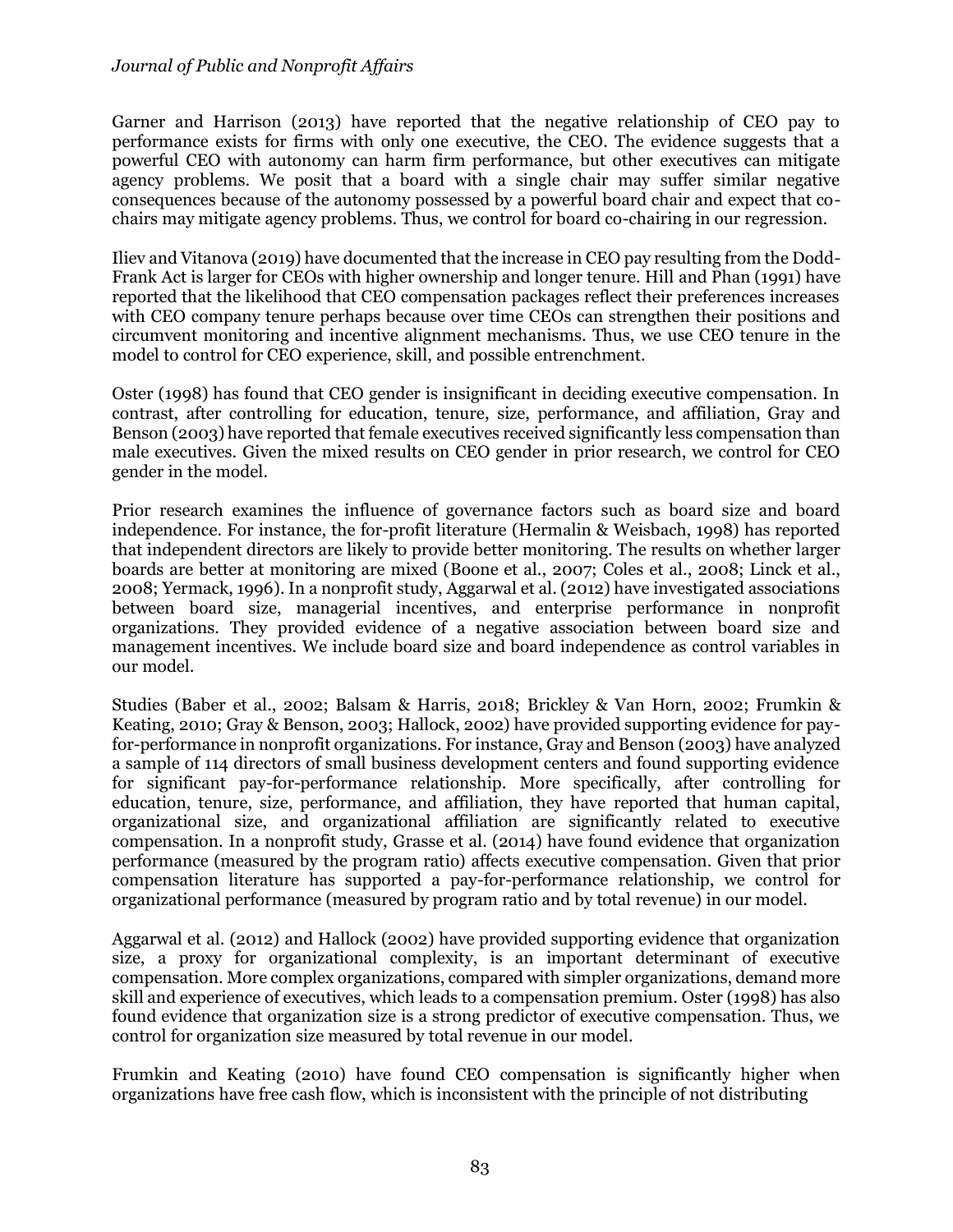Garner and Harrison (2013) have reported that the negative relationship of CEO pay to performance exists for firms with only one executive, the CEO. The evidence suggests that a powerful CEO with autonomy can harm firm performance, but other executives can mitigate agency problems. We posit that a board with a single chair may suffer similar negative consequences because of the autonomy possessed by a powerful board chair and expect that co-chairs may mitigate agency problems. Thus, we control for board co-chairing in our regression.

Iliev and Vitanova (2019) have documented that the increase in CEO pay resulting from the Dodd-Frank Act is larger for CEOs with higher ownership and longer tenure. Hill and Phan (1991) have reported that the likelihood that CEO compensation packages reflect their preferences increases with CEO company tenure perhaps because over time CEOs can strengthen their positions and circumvent monitoring and incentive alignment mechanisms. Thus, we use CEO tenure in the model to control for CEO experience, skill, and possible entrenchment.

Oster (1998) has found that CEO gender is insignificant in deciding executive compensation. In contrast, after controlling for education, tenure, size, performance, and affiliation, Gray and Benson (2003) have reported that female executives received significantly less compensation than male executives. Given the mixed results on CEO gender in prior research, we control for CEO gender in the model.

Prior research examines the influence of governance factors such as board size and board independence. For instance, the for-profit literature (Hermalin & Weisbach, 1998) has reported that independent directors are likely to provide better monitoring. The results on whether larger boards are better at monitoring are mixed (Boone et al., 2007; Coles et al., 2008; Linck et al., 2008; Yermack, 1996). In a nonprofit study, Aggarwal et al. (2012) have investigated associations between board size, managerial incentives, and enterprise performance in nonprofit organizations. They provided evidence of a negative association between board size and management incentives. We include board size and board independence as control variables in our model.

Studies (Baber et al., 2002; Balsam & Harris, 2018; Brickley & Van Horn, 2002; Frumkin & Keating, 2010; Gray & Benson, 2003; Hallock, 2002) have provided supporting evidence for pay-for-performance in nonprofit organizations. For instance, Gray and Benson (2003) have analyzed a sample of 114 directors of small business development centers and found supporting evidence for significant pay-for-performance relationship. More specifically, after controlling for education, tenure, size, performance, and affiliation, they have reported that human capital, organizational size, and organizational affiliation are significantly related to executive compensation. In a nonprofit study, Grasse et al. (2014) have found evidence that organization performance (measured by the program ratio) affects executive compensation. Given that prior compensation literature has supported a pay-for-performance relationship, we control for organizational performance (measured by program ratio and by total revenue) in our model.

Aggarwal et al. (2012) and Hallock (2002) have provided supporting evidence that organization size, a proxy for organizational complexity, is an important determinant of executive compensation. More complex organizations, compared with simpler organizations, demand more skill and experience of executives, which leads to a compensation premium. Oster (1998) has also found evidence that organization size is a strong predictor of executive compensation. Thus, we control for organization size measured by total revenue in our model.

Frumkin and Keating (2010) have found CEO compensation is significantly higher when organizations have free cash flow, which is inconsistent with the principle of not distributing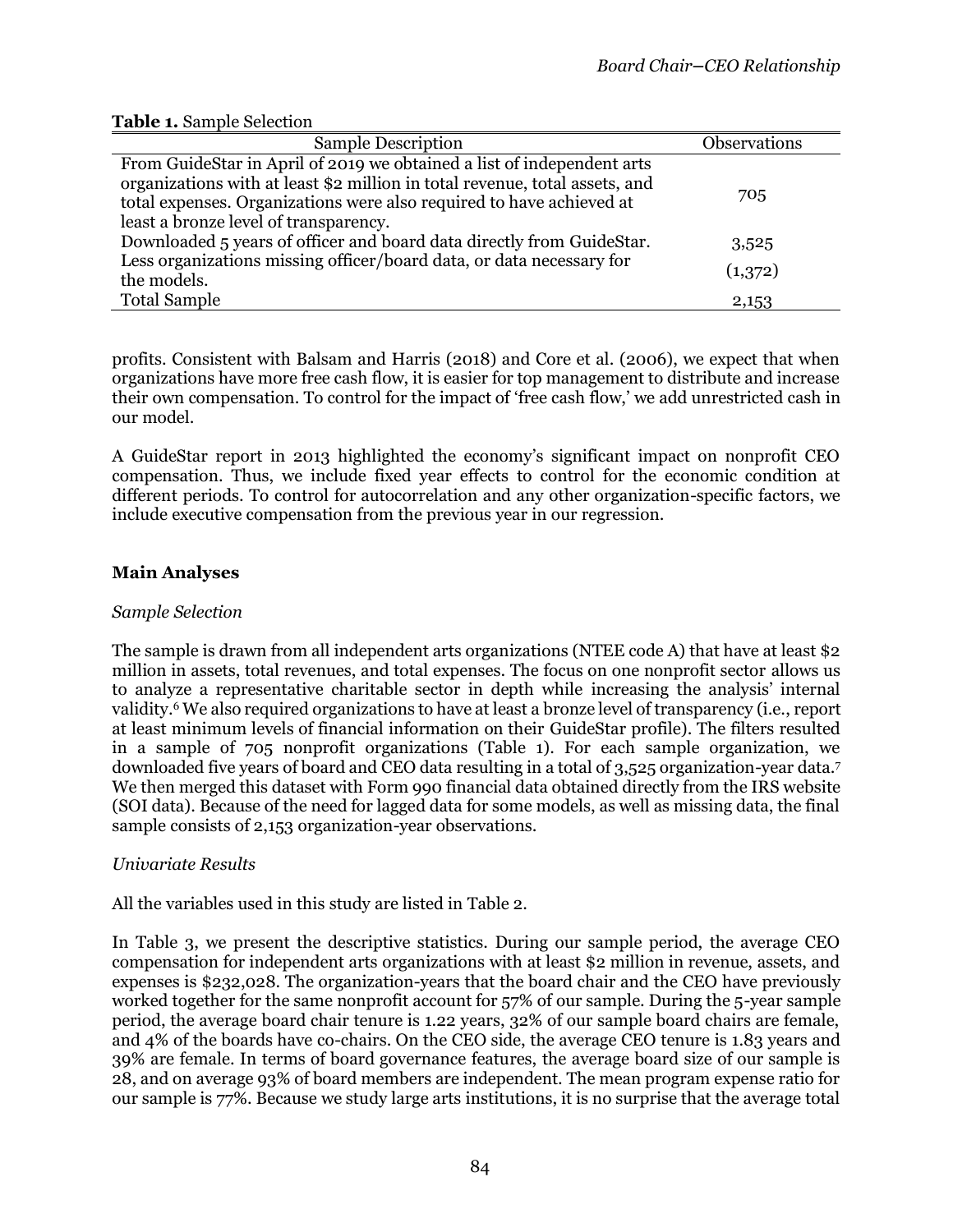**Table 1.** Sample Selection

| Sample Description | Observations |
|---|---|
| From GuideStar in April of 2019 we obtained a list of independent arts organizations with at least $2 million in total revenue, total assets, and total expenses. Organizations were also required to have achieved at least a bronze level of transparency. | 705 |
| Downloaded 5 years of officer and board data directly from GuideStar. | 3,525 |
| Less organizations missing officer/board data, or data necessary for the models. | (1,372) |
| Total Sample | 2,153 |

profits. Consistent with Balsam and Harris (2018) and Core et al. (2006), we expect that when organizations have more free cash flow, it is easier for top management to distribute and increase their own compensation. To control for the impact of 'free cash flow,' we add unrestricted cash in our model.

A GuideStar report in 2013 highlighted the economy's significant impact on nonprofit CEO compensation. Thus, we include fixed year effects to control for the economic condition at different periods. To control for autocorrelation and any other organization-specific factors, we include executive compensation from the previous year in our regression.

## Main Analyses

### *Sample Selection*

The sample is drawn from all independent arts organizations (NTEE code A) that have at least $2 million in assets, total revenues, and total expenses. The focus on one nonprofit sector allows us to analyze a representative charitable sector in depth while increasing the analysis' internal validity.[6] We also required organizations to have at least a bronze level of transparency (i.e., report at least minimum levels of financial information on their GuideStar profile). The filters resulted in a sample of 705 nonprofit organizations (Table 1). For each sample organization, we downloaded five years of board and CEO data resulting in a total of 3,525 organization-year data.[7] We then merged this dataset with Form 990 financial data obtained directly from the IRS website (SOI data). Because of the need for lagged data for some models, as well as missing data, the final sample consists of 2,153 organization-year observations.

### *Univariate Results*

All the variables used in this study are listed in Table 2.

In Table 3, we present the descriptive statistics. During our sample period, the average CEO compensation for independent arts organizations with at least $2 million in revenue, assets, and expenses is $232,028. The organization-years that the board chair and the CEO have previously worked together for the same nonprofit account for 57% of our sample. During the 5-year sample period, the average board chair tenure is 1.22 years, 32% of our sample board chairs are female, and 4% of the boards have co-chairs. On the CEO side, the average CEO tenure is 1.83 years and 39% are female. In terms of board governance features, the average board size of our sample is 28, and on average 93% of board members are independent. The mean program expense ratio for our sample is 77%. Because we study large arts institutions, it is no surprise that the average total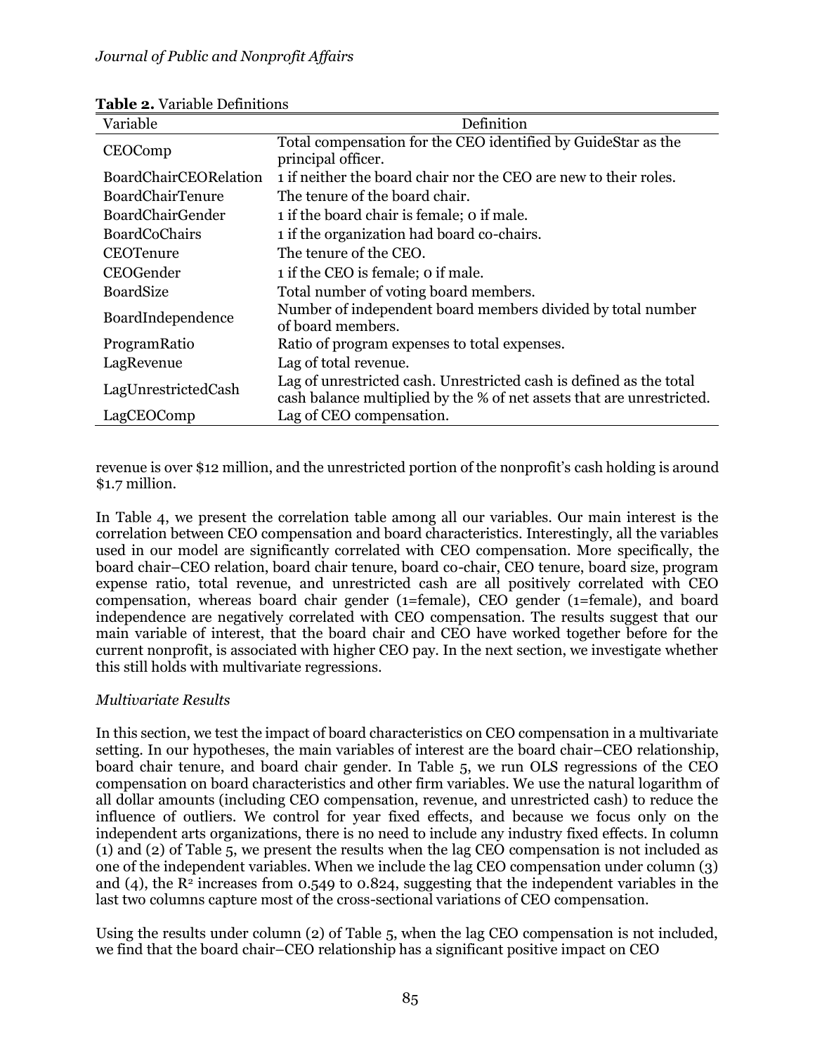**Table 2.** Variable Definitions

| Variable | Definition |
| --- | --- |
| CEOComp | Total compensation for the CEO identified by GuideStar as the principal officer. |
| BoardChairCEORelation | 1 if neither the board chair nor the CEO are new to their roles. |
| BoardChairTenure | The tenure of the board chair. |
| BoardChairGender | 1 if the board chair is female; 0 if male. |
| BoardCoChairs | 1 if the organization had board co-chairs. |
| CEOTenure | The tenure of the CEO. |
| CEOGender | 1 if the CEO is female; 0 if male. |
| BoardSize | Total number of voting board members. |
| BoardIndependence | Number of independent board members divided by total number of board members. |
| ProgramRatio | Ratio of program expenses to total expenses. |
| LagRevenue | Lag of total revenue. |
| LagUnrestrictedCash | Lag of unrestricted cash. Unrestricted cash is defined as the total cash balance multiplied by the % of net assets that are unrestricted. |
| LagCEOComp | Lag of CEO compensation. |

revenue is over $12 million, and the unrestricted portion of the nonprofit's cash holding is around $1.7 million.

In Table 4, we present the correlation table among all our variables. Our main interest is the correlation between CEO compensation and board characteristics. Interestingly, all the variables used in our model are significantly correlated with CEO compensation. More specifically, the board chair–CEO relation, board chair tenure, board co-chair, CEO tenure, board size, program expense ratio, total revenue, and unrestricted cash are all positively correlated with CEO compensation, whereas board chair gender (1=female), CEO gender (1=female), and board independence are negatively correlated with CEO compensation. The results suggest that our main variable of interest, that the board chair and CEO have worked together before for the current nonprofit, is associated with higher CEO pay. In the next section, we investigate whether this still holds with multivariate regressions.

### *Multivariate Results*

In this section, we test the impact of board characteristics on CEO compensation in a multivariate setting. In our hypotheses, the main variables of interest are the board chair–CEO relationship, board chair tenure, and board chair gender. In Table 5, we run OLS regressions of the CEO compensation on board characteristics and other firm variables. We use the natural logarithm of all dollar amounts (including CEO compensation, revenue, and unrestricted cash) to reduce the influence of outliers. We control for year fixed effects, and because we focus only on the independent arts organizations, there is no need to include any industry fixed effects. In column (1) and (2) of Table 5, we present the results when the lag CEO compensation is not included as one of the independent variables. When we include the lag CEO compensation under column (3) and (4), the $R^2$ increases from 0.549 to 0.824, suggesting that the independent variables in the last two columns capture most of the cross-sectional variations of CEO compensation.

Using the results under column (2) of Table 5, when the lag CEO compensation is not included, we find that the board chair–CEO relationship has a significant positive impact on CEO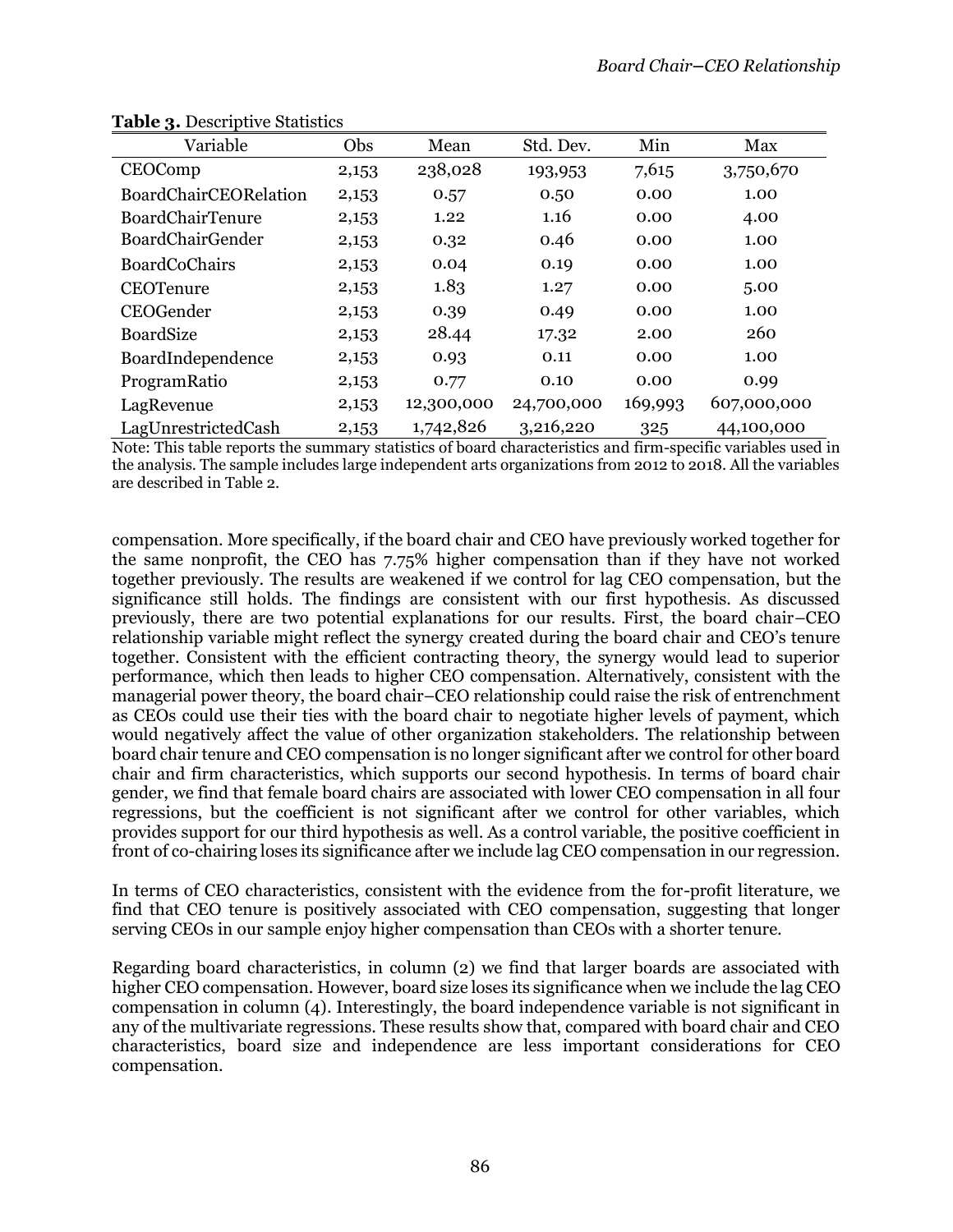**Table 3.** Descriptive Statistics

| Variable | Obs | Mean | Std. Dev. | Min | Max |
|---|---|---|---|---|---|
| CEOComp | 2,153 | 238,028 | 193,953 | 7,615 | 3,750,670 |
| BoardChairCEORelation | 2,153 | 0.57 | 0.50 | 0.00 | 1.00 |
| BoardChairTenure | 2,153 | 1.22 | 1.16 | 0.00 | 4.00 |
| BoardChairGender | 2,153 | 0.32 | 0.46 | 0.00 | 1.00 |
| BoardCoChairs | 2,153 | 0.04 | 0.19 | 0.00 | 1.00 |
| CEOTenure | 2,153 | 1.83 | 1.27 | 0.00 | 5.00 |
| CEOGender | 2,153 | 0.39 | 0.49 | 0.00 | 1.00 |
| BoardSize | 2,153 | 28.44 | 17.32 | 2.00 | 260 |
| BoardIndependence | 2,153 | 0.93 | 0.11 | 0.00 | 1.00 |
| ProgramRatio | 2,153 | 0.77 | 0.10 | 0.00 | 0.99 |
| LagRevenue | 2,153 | 12,300,000 | 24,700,000 | 169,993 | 607,000,000 |
| LagUnrestrictedCash | 2,153 | 1,742,826 | 3,216,220 | 325 | 44,100,000 |

Note: This table reports the summary statistics of board characteristics and firm-specific variables used in the analysis. The sample includes large independent arts organizations from 2012 to 2018. All the variables are described in Table 2.

compensation. More specifically, if the board chair and CEO have previously worked together for the same nonprofit, the CEO has 7.75% higher compensation than if they have not worked together previously. The results are weakened if we control for lag CEO compensation, but the significance still holds. The findings are consistent with our first hypothesis. As discussed previously, there are two potential explanations for our results. First, the board chair–CEO relationship variable might reflect the synergy created during the board chair and CEO's tenure together. Consistent with the efficient contracting theory, the synergy would lead to superior performance, which then leads to higher CEO compensation. Alternatively, consistent with the managerial power theory, the board chair–CEO relationship could raise the risk of entrenchment as CEOs could use their ties with the board chair to negotiate higher levels of payment, which would negatively affect the value of other organization stakeholders. The relationship between board chair tenure and CEO compensation is no longer significant after we control for other board chair and firm characteristics, which supports our second hypothesis. In terms of board chair gender, we find that female board chairs are associated with lower CEO compensation in all four regressions, but the coefficient is not significant after we control for other variables, which provides support for our third hypothesis as well. As a control variable, the positive coefficient in front of co-chairing loses its significance after we include lag CEO compensation in our regression.

In terms of CEO characteristics, consistent with the evidence from the for-profit literature, we find that CEO tenure is positively associated with CEO compensation, suggesting that longer serving CEOs in our sample enjoy higher compensation than CEOs with a shorter tenure.

Regarding board characteristics, in column (2) we find that larger boards are associated with higher CEO compensation. However, board size loses its significance when we include the lag CEO compensation in column (4). Interestingly, the board independence variable is not significant in any of the multivariate regressions. These results show that, compared with board chair and CEO characteristics, board size and independence are less important considerations for CEO compensation.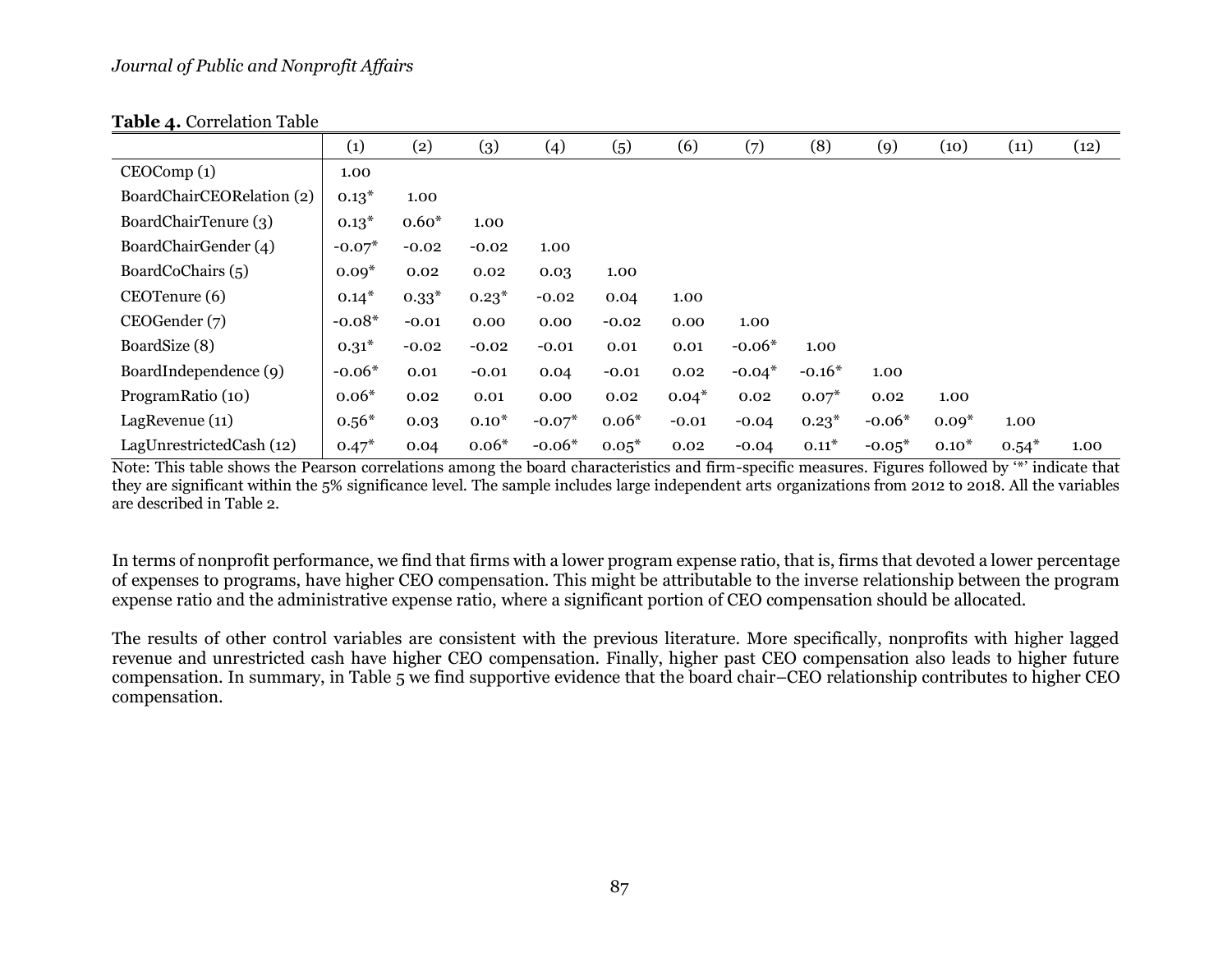**Table 4.** Correlation Table

| | (1) | (2) | (3) | (4) | (5) | (6) | (7) | (8) | (9) | (10) | (11) | (12) |
|---|---|---|---|---|---|---|---|---|---|---|---|---|
| CEOComp (1) | 1.00 | | | | | | | | | | | |
| BoardChairCEORelation (2) | 0.13* | 1.00 | | | | | | | | | | |
| BoardChairTenure (3) | 0.13* | 0.60* | 1.00 | | | | | | | | | |
| BoardChairGender (4) | -0.07* | -0.02 | -0.02 | 1.00 | | | | | | | | |
| BoardCoChairs (5) | 0.09* | 0.02 | 0.02 | 0.03 | 1.00 | | | | | | | |
| CEOTenure (6) | 0.14* | 0.33* | 0.23* | -0.02 | 0.04 | 1.00 | | | | | | |
| CEOGender (7) | -0.08* | -0.01 | 0.00 | 0.00 | -0.02 | 0.00 | 1.00 | | | | | |
| BoardSize (8) | 0.31* | -0.02 | -0.02 | -0.01 | 0.01 | 0.01 | -0.06* | 1.00 | | | | |
| BoardIndependence (9) | -0.06* | 0.01 | -0.01 | 0.04 | -0.01 | 0.02 | -0.04* | -0.16* | 1.00 | | | |
| ProgramRatio (10) | 0.06* | 0.02 | 0.01 | 0.00 | 0.02 | 0.04* | 0.02 | 0.07* | 0.02 | 1.00 | | |
| LagRevenue (11) | 0.56* | 0.03 | 0.10* | -0.07* | 0.06* | -0.01 | -0.04 | 0.23* | -0.06* | 0.09* | 1.00 | |
| LagUnrestrictedCash (12) | 0.47* | 0.04 | 0.06* | -0.06* | 0.05* | 0.02 | -0.04 | 0.11* | -0.05* | 0.10* | 0.54* | 1.00 |

Note: This table shows the Pearson correlations among the board characteristics and firm-specific measures. Figures followed by '*' indicate that they are significant within the 5% significance level. The sample includes large independent arts organizations from 2012 to 2018. All the variables are described in Table 2.

In terms of nonprofit performance, we find that firms with a lower program expense ratio, that is, firms that devoted a lower percentage of expenses to programs, have higher CEO compensation. This might be attributable to the inverse relationship between the program expense ratio and the administrative expense ratio, where a significant portion of CEO compensation should be allocated.

The results of other control variables are consistent with the previous literature. More specifically, nonprofits with higher lagged revenue and unrestricted cash have higher CEO compensation. Finally, higher past CEO compensation also leads to higher future compensation. In summary, in Table 5 we find supportive evidence that the board chair–CEO relationship contributes to higher CEO compensation.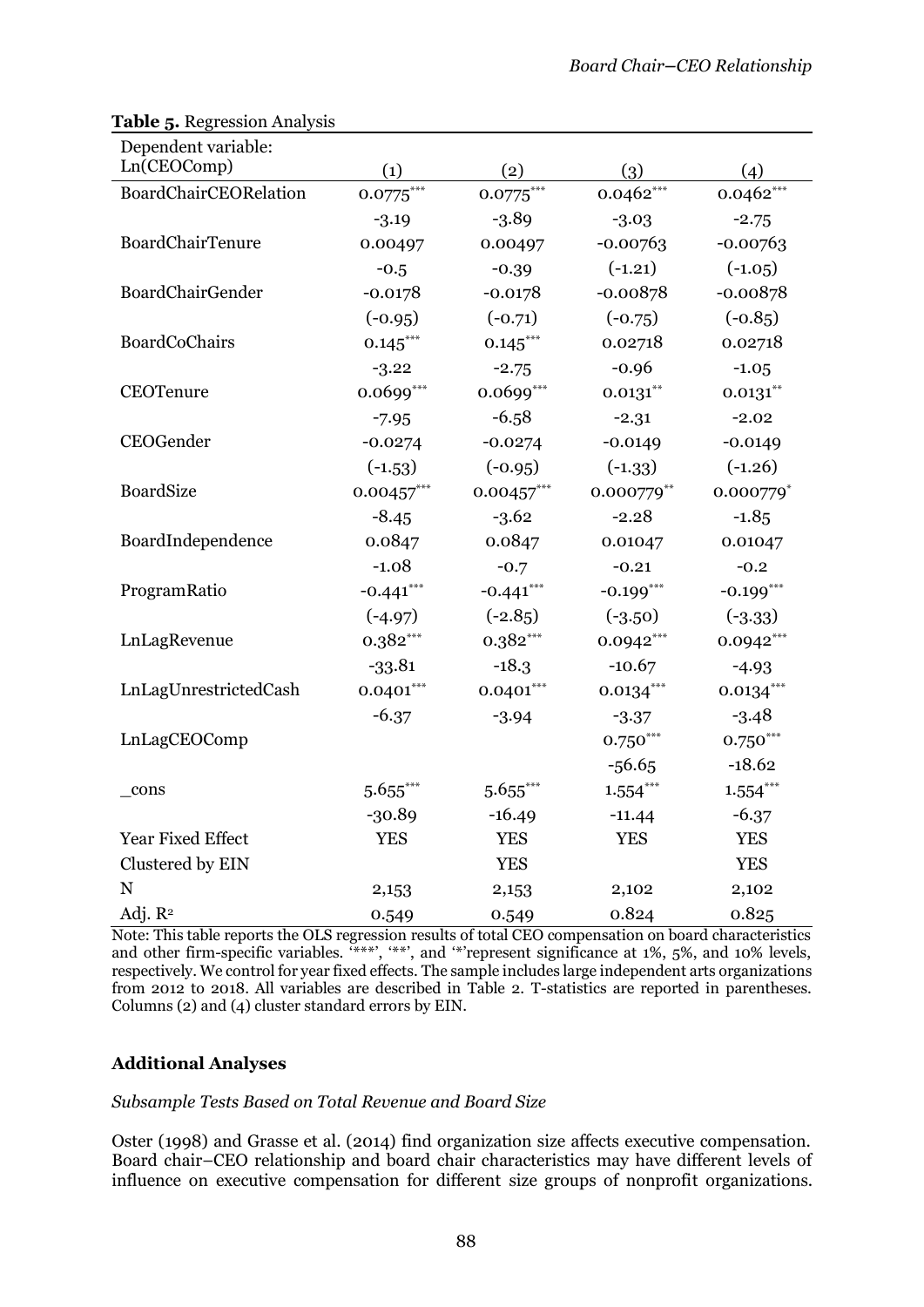**Table 5.** Regression Analysis

| Dependent variable: Ln(CEOComp) | (1) | (2) | (3) | (4) |
|---|---|---|---|---|
| BoardChairCEORelation | 0.0775*** | 0.0775*** | 0.0462*** | 0.0462*** |
| | -3.19 | -3.89 | -3.03 | -2.75 |
| BoardChairTenure | 0.00497 | 0.00497 | -0.00763 | -0.00763 |
| | -0.5 | -0.39 | (-1.21) | (-1.05) |
| BoardChairGender | -0.0178 | -0.0178 | -0.00878 | -0.00878 |
| | (-0.95) | (-0.71) | (-0.75) | (-0.85) |
| BoardCoChairs | 0.145*** | 0.145*** | 0.02718 | 0.02718 |
| | -3.22 | -2.75 | -0.96 | -1.05 |
| CEOTenure | 0.0699*** | 0.0699*** | 0.0131** | 0.0131** |
| | -7.95 | -6.58 | -2.31 | -2.02 |
| CEOGender | -0.0274 | -0.0274 | -0.0149 | -0.0149 |
| | (-1.53) | (-0.95) | (-1.33) | (-1.26) |
| BoardSize | 0.00457*** | 0.00457*** | 0.000779** | 0.000779* |
| | -8.45 | -3.62 | -2.28 | -1.85 |
| BoardIndependence | 0.0847 | 0.0847 | 0.01047 | 0.01047 |
| | -1.08 | -0.7 | -0.21 | -0.2 |
| ProgramRatio | -0.441*** | -0.441*** | -0.199*** | -0.199*** |
| | (-4.97) | (-2.85) | (-3.50) | (-3.33) |
| LnLagRevenue | 0.382*** | 0.382*** | 0.0942*** | 0.0942*** |
| | -33.81 | -18.3 | -10.67 | -4.93 |
| LnLagUnrestrictedCash | 0.0401*** | 0.0401*** | 0.0134*** | 0.0134*** |
| | -6.37 | -3.94 | -3.37 | -3.48 |
| LnLagCEOComp | | | 0.750*** | 0.750*** |
| | | | -56.65 | -18.62 |
| _cons | 5.655*** | 5.655*** | 1.554*** | 1.554*** |
| | -30.89 | -16.49 | -11.44 | -6.37 |
| Year Fixed Effect | YES | YES | YES | YES |
| Clustered by EIN | | YES | | YES |
| N | 2,153 | 2,153 | 2,102 | 2,102 |
| Adj. $R^2$ | 0.549 | 0.549 | 0.824 | 0.825 |

Note: This table reports the OLS regression results of total CEO compensation on board characteristics and other firm-specific variables. '***', '**', and '*'represent significance at 1%, 5%, and 10% levels, respectively. We control for year fixed effects. The sample includes large independent arts organizations from 2012 to 2018. All variables are described in Table 2. T-statistics are reported in parentheses. Columns (2) and (4) cluster standard errors by EIN.

### Additional Analyses

#### *Subsample Tests Based on Total Revenue and Board Size*

Oster (1998) and Grasse et al. (2014) find organization size affects executive compensation. Board chair–CEO relationship and board chair characteristics may have different levels of influence on executive compensation for different size groups of nonprofit organizations.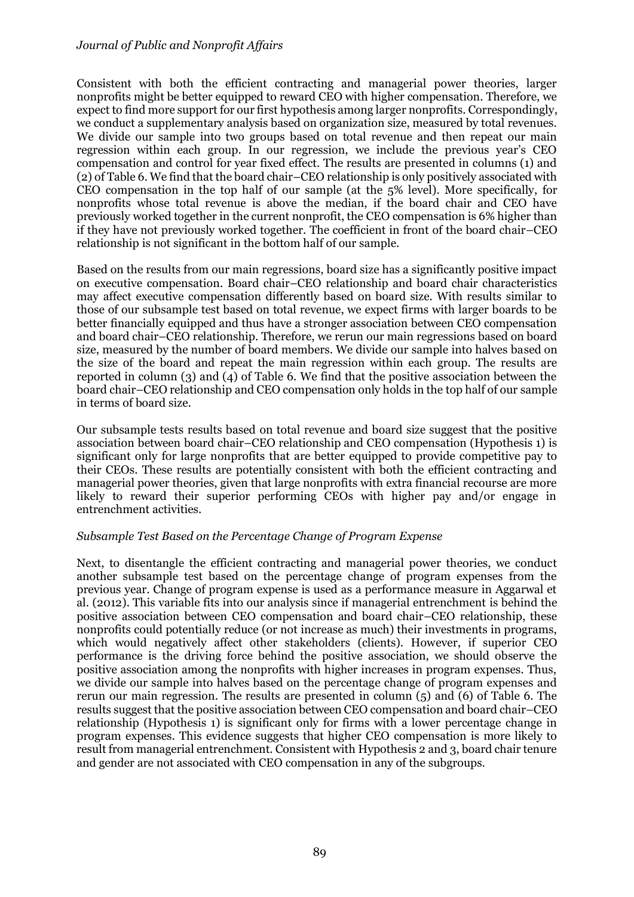Consistent with both the efficient contracting and managerial power theories, larger nonprofits might be better equipped to reward CEO with higher compensation. Therefore, we expect to find more support for our first hypothesis among larger nonprofits. Correspondingly, we conduct a supplementary analysis based on organization size, measured by total revenues. We divide our sample into two groups based on total revenue and then repeat our main regression within each group. In our regression, we include the previous year's CEO compensation and control for year fixed effect. The results are presented in columns (1) and (2) of Table 6. We find that the board chair–CEO relationship is only positively associated with CEO compensation in the top half of our sample (at the 5% level). More specifically, for nonprofits whose total revenue is above the median, if the board chair and CEO have previously worked together in the current nonprofit, the CEO compensation is 6% higher than if they have not previously worked together. The coefficient in front of the board chair–CEO relationship is not significant in the bottom half of our sample.

Based on the results from our main regressions, board size has a significantly positive impact on executive compensation. Board chair–CEO relationship and board chair characteristics may affect executive compensation differently based on board size. With results similar to those of our subsample test based on total revenue, we expect firms with larger boards to be better financially equipped and thus have a stronger association between CEO compensation and board chair–CEO relationship. Therefore, we rerun our main regressions based on board size, measured by the number of board members. We divide our sample into halves based on the size of the board and repeat the main regression within each group. The results are reported in column (3) and (4) of Table 6. We find that the positive association between the board chair–CEO relationship and CEO compensation only holds in the top half of our sample in terms of board size.

Our subsample tests results based on total revenue and board size suggest that the positive association between board chair–CEO relationship and CEO compensation (Hypothesis 1) is significant only for large nonprofits that are better equipped to provide competitive pay to their CEOs. These results are potentially consistent with both the efficient contracting and managerial power theories, given that large nonprofits with extra financial recourse are more likely to reward their superior performing CEOs with higher pay and/or engage in entrenchment activities.

*Subsample Test Based on the Percentage Change of Program Expense*

Next, to disentangle the efficient contracting and managerial power theories, we conduct another subsample test based on the percentage change of program expenses from the previous year. Change of program expense is used as a performance measure in Aggarwal et al. (2012). This variable fits into our analysis since if managerial entrenchment is behind the positive association between CEO compensation and board chair–CEO relationship, these nonprofits could potentially reduce (or not increase as much) their investments in programs, which would negatively affect other stakeholders (clients). However, if superior CEO performance is the driving force behind the positive association, we should observe the positive association among the nonprofits with higher increases in program expenses. Thus, we divide our sample into halves based on the percentage change of program expenses and rerun our main regression. The results are presented in column (5) and (6) of Table 6. The results suggest that the positive association between CEO compensation and board chair–CEO relationship (Hypothesis 1) is significant only for firms with a lower percentage change in program expenses. This evidence suggests that higher CEO compensation is more likely to result from managerial entrenchment. Consistent with Hypothesis 2 and 3, board chair tenure and gender are not associated with CEO compensation in any of the subgroups.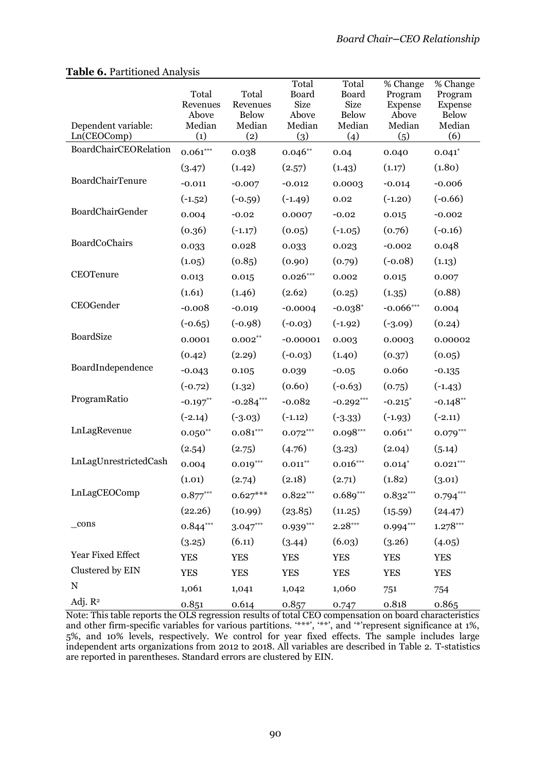**Table 6.** Partitioned Analysis

| Dependent variable: Ln(CEOComp) | Total Revenues Above Median (1) | Total Revenues Below Median (2) | Total Board Size Above Median (3) | Total Board Size Below Median (4) | % Change Program Expense Above Median (5) | % Change Program Expense Below Median (6) |
|---|---|---|---|---|---|---|
| BoardChairCEORelation | 0.061*** | 0.038 | 0.046** | 0.04 | 0.040 | 0.041* |
| | (3.47) | (1.42) | (2.57) | (1.43) | (1.17) | (1.80) |
| BoardChairTenure | -0.011 | -0.007 | -0.012 | 0.0003 | -0.014 | -0.006 |
| | (-1.52) | (-0.59) | (-1.49) | 0.02 | (-1.20) | (-0.66) |
| BoardChairGender | 0.004 | -0.02 | 0.0007 | -0.02 | 0.015 | -0.002 |
| | (0.36) | (-1.17) | (0.05) | (-1.05) | (0.76) | (-0.16) |
| BoardCoChairs | 0.033 | 0.028 | 0.033 | 0.023 | -0.002 | 0.048 |
| | (1.05) | (0.85) | (0.90) | (0.79) | (-0.08) | (1.13) |
| CEOTenure | 0.013 | 0.015 | 0.026*** | 0.002 | 0.015 | 0.007 |
| | (1.61) | (1.46) | (2.62) | (0.25) | (1.35) | (0.88) |
| CEOGender | -0.008 | -0.019 | -0.0004 | -0.038* | -0.066*** | 0.004 |
| | (-0.65) | (-0.98) | (-0.03) | (-1.92) | (-3.09) | (0.24) |
| BoardSize | 0.0001 | 0.002** | -0.00001 | 0.003 | 0.0003 | 0.00002 |
| | (0.42) | (2.29) | (-0.03) | (1.40) | (0.37) | (0.05) |
| BoardIndependence | -0.043 | 0.105 | 0.039 | -0.05 | 0.060 | -0.135 |
| | (-0.72) | (1.32) | (0.60) | (-0.63) | (0.75) | (-1.43) |
| ProgramRatio | -0.197** | -0.284*** | -0.082 | -0.292*** | -0.215* | -0.148** |
| | (-2.14) | (-3.03) | (-1.12) | (-3.33) | (-1.93) | (-2.11) |
| LnLagRevenue | 0.050** | 0.081*** | 0.072*** | 0.098*** | 0.061** | 0.079*** |
| | (2.54) | (2.75) | (4.76) | (3.23) | (2.04) | (5.14) |
| LnLagUnrestrictedCash | 0.004 | 0.019*** | 0.011** | 0.016*** | 0.014* | 0.021*** |
| | (1.01) | (2.74) | (2.18) | (2.71) | (1.82) | (3.01) |
| LnLagCEOComp | 0.877*** | 0.627*** | 0.822*** | 0.689*** | 0.832*** | 0.794*** |
| | (22.26) | (10.99) | (23.85) | (11.25) | (15.59) | (24.47) |
| _cons | 0.844*** | 3.047*** | 0.939*** | 2.28*** | 0.994*** | 1.278*** |
| | (3.25) | (6.11) | (3.44) | (6.03) | (3.26) | (4.05) |
| Year Fixed Effect | YES | YES | YES | YES | YES | YES |
| Clustered by EIN | YES | YES | YES | YES | YES | YES |
| N | 1,061 | 1,041 | 1,042 | 1,060 | 751 | 754 |
| Adj. $R^2$ | 0.851 | 0.614 | 0.857 | 0.747 | 0.818 | 0.865 |

Note: This table reports the OLS regression results of total CEO compensation on board characteristics and other firm-specific variables for various partitions. '***', '**', and '*'represent significance at 1%, 5%, and 10% levels, respectively. We control for year fixed effects. The sample includes large independent arts organizations from 2012 to 2018. All variables are described in Table 2. T-statistics are reported in parentheses. Standard errors are clustered by EIN.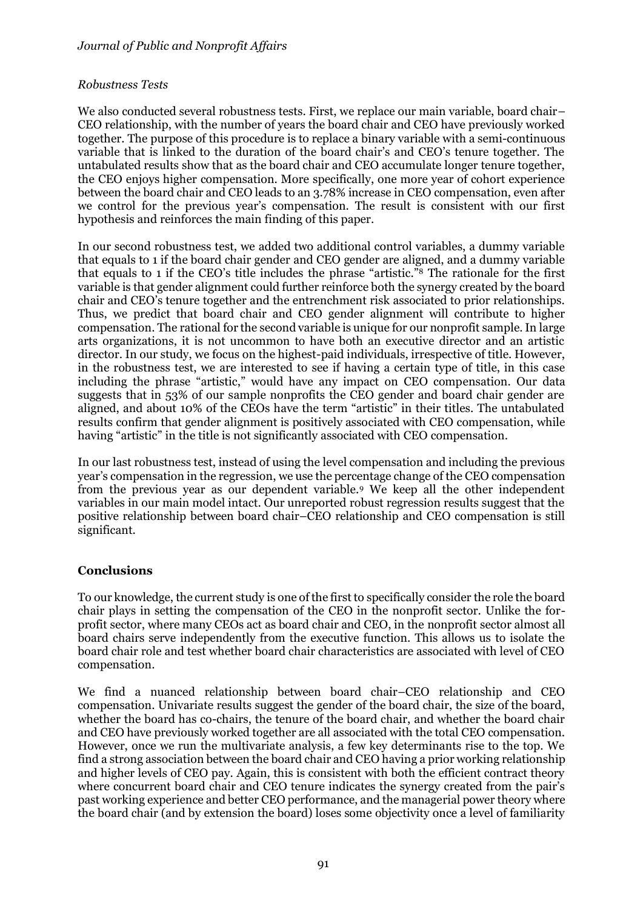*Robustness Tests*

We also conducted several robustness tests. First, we replace our main variable, board chair–CEO relationship, with the number of years the board chair and CEO have previously worked together. The purpose of this procedure is to replace a binary variable with a semi-continuous variable that is linked to the duration of the board chair's and CEO's tenure together. The untabulated results show that as the board chair and CEO accumulate longer tenure together, the CEO enjoys higher compensation. More specifically, one more year of cohort experience between the board chair and CEO leads to an 3.78% increase in CEO compensation, even after we control for the previous year's compensation. The result is consistent with our first hypothesis and reinforces the main finding of this paper.

In our second robustness test, we added two additional control variables, a dummy variable that equals to 1 if the board chair gender and CEO gender are aligned, and a dummy variable that equals to 1 if the CEO's title includes the phrase "artistic."[8] The rationale for the first variable is that gender alignment could further reinforce both the synergy created by the board chair and CEO's tenure together and the entrenchment risk associated to prior relationships. Thus, we predict that board chair and CEO gender alignment will contribute to higher compensation. The rational for the second variable is unique for our nonprofit sample. In large arts organizations, it is not uncommon to have both an executive director and an artistic director. In our study, we focus on the highest-paid individuals, irrespective of title. However, in the robustness test, we are interested to see if having a certain type of title, in this case including the phrase "artistic," would have any impact on CEO compensation. Our data suggests that in 53% of our sample nonprofits the CEO gender and board chair gender are aligned, and about 10% of the CEOs have the term "artistic" in their titles. The untabulated results confirm that gender alignment is positively associated with CEO compensation, while having "artistic" in the title is not significantly associated with CEO compensation.

In our last robustness test, instead of using the level compensation and including the previous year's compensation in the regression, we use the percentage change of the CEO compensation from the previous year as our dependent variable.[9] We keep all the other independent variables in our main model intact. Our unreported robust regression results suggest that the positive relationship between board chair–CEO relationship and CEO compensation is still significant.

## Conclusions

To our knowledge, the current study is one of the first to specifically consider the role the board chair plays in setting the compensation of the CEO in the nonprofit sector. Unlike the for-profit sector, where many CEOs act as board chair and CEO, in the nonprofit sector almost all board chairs serve independently from the executive function. This allows us to isolate the board chair role and test whether board chair characteristics are associated with level of CEO compensation.

We find a nuanced relationship between board chair–CEO relationship and CEO compensation. Univariate results suggest the gender of the board chair, the size of the board, whether the board has co-chairs, the tenure of the board chair, and whether the board chair and CEO have previously worked together are all associated with the total CEO compensation. However, once we run the multivariate analysis, a few key determinants rise to the top. We find a strong association between the board chair and CEO having a prior working relationship and higher levels of CEO pay. Again, this is consistent with both the efficient contract theory where concurrent board chair and CEO tenure indicates the synergy created from the pair's past working experience and better CEO performance, and the managerial power theory where the board chair (and by extension the board) loses some objectivity once a level of familiarity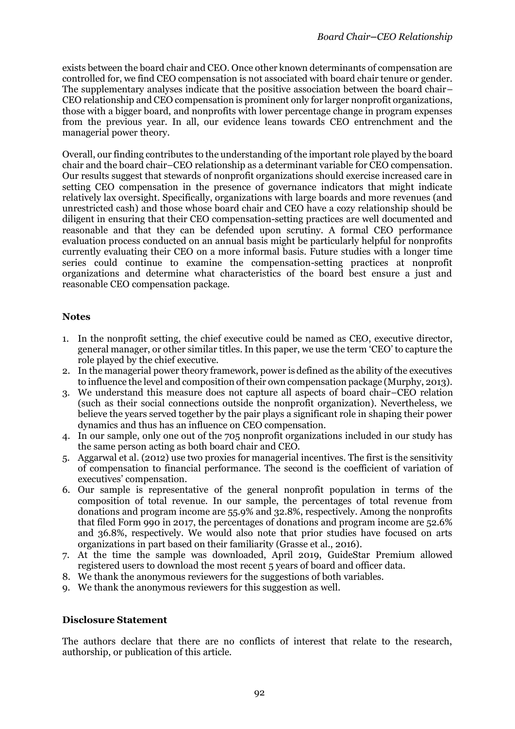exists between the board chair and CEO. Once other known determinants of compensation are controlled for, we find CEO compensation is not associated with board chair tenure or gender. The supplementary analyses indicate that the positive association between the board chair–CEO relationship and CEO compensation is prominent only for larger nonprofit organizations, those with a bigger board, and nonprofits with lower percentage change in program expenses from the previous year. In all, our evidence leans towards CEO entrenchment and the managerial power theory.

Overall, our finding contributes to the understanding of the important role played by the board chair and the board chair–CEO relationship as a determinant variable for CEO compensation. Our results suggest that stewards of nonprofit organizations should exercise increased care in setting CEO compensation in the presence of governance indicators that might indicate relatively lax oversight. Specifically, organizations with large boards and more revenues (and unrestricted cash) and those whose board chair and CEO have a cozy relationship should be diligent in ensuring that their CEO compensation-setting practices are well documented and reasonable and that they can be defended upon scrutiny. A formal CEO performance evaluation process conducted on an annual basis might be particularly helpful for nonprofits currently evaluating their CEO on a more informal basis. Future studies with a longer time series could continue to examine the compensation-setting practices at nonprofit organizations and determine what characteristics of the board best ensure a just and reasonable CEO compensation package.

## Notes

1. In the nonprofit setting, the chief executive could be named as CEO, executive director, general manager, or other similar titles. In this paper, we use the term 'CEO' to capture the role played by the chief executive.
2. In the managerial power theory framework, power is defined as the ability of the executives to influence the level and composition of their own compensation package (Murphy, 2013).
3. We understand this measure does not capture all aspects of board chair–CEO relation (such as their social connections outside the nonprofit organization). Nevertheless, we believe the years served together by the pair plays a significant role in shaping their power dynamics and thus has an influence on CEO compensation.
4. In our sample, only one out of the 705 nonprofit organizations included in our study has the same person acting as both board chair and CEO.
5. Aggarwal et al. (2012) use two proxies for managerial incentives. The first is the sensitivity of compensation to financial performance. The second is the coefficient of variation of executives' compensation.
6. Our sample is representative of the general nonprofit population in terms of the composition of total revenue. In our sample, the percentages of total revenue from donations and program income are 55.9% and 32.8%, respectively. Among the nonprofits that filed Form 990 in 2017, the percentages of donations and program income are 52.6% and 36.8%, respectively. We would also note that prior studies have focused on arts organizations in part based on their familiarity (Grasse et al., 2016).
7. At the time the sample was downloaded, April 2019, GuideStar Premium allowed registered users to download the most recent 5 years of board and officer data.
8. We thank the anonymous reviewers for the suggestions of both variables.
9. We thank the anonymous reviewers for this suggestion as well.

## Disclosure Statement

The authors declare that there are no conflicts of interest that relate to the research, authorship, or publication of this article.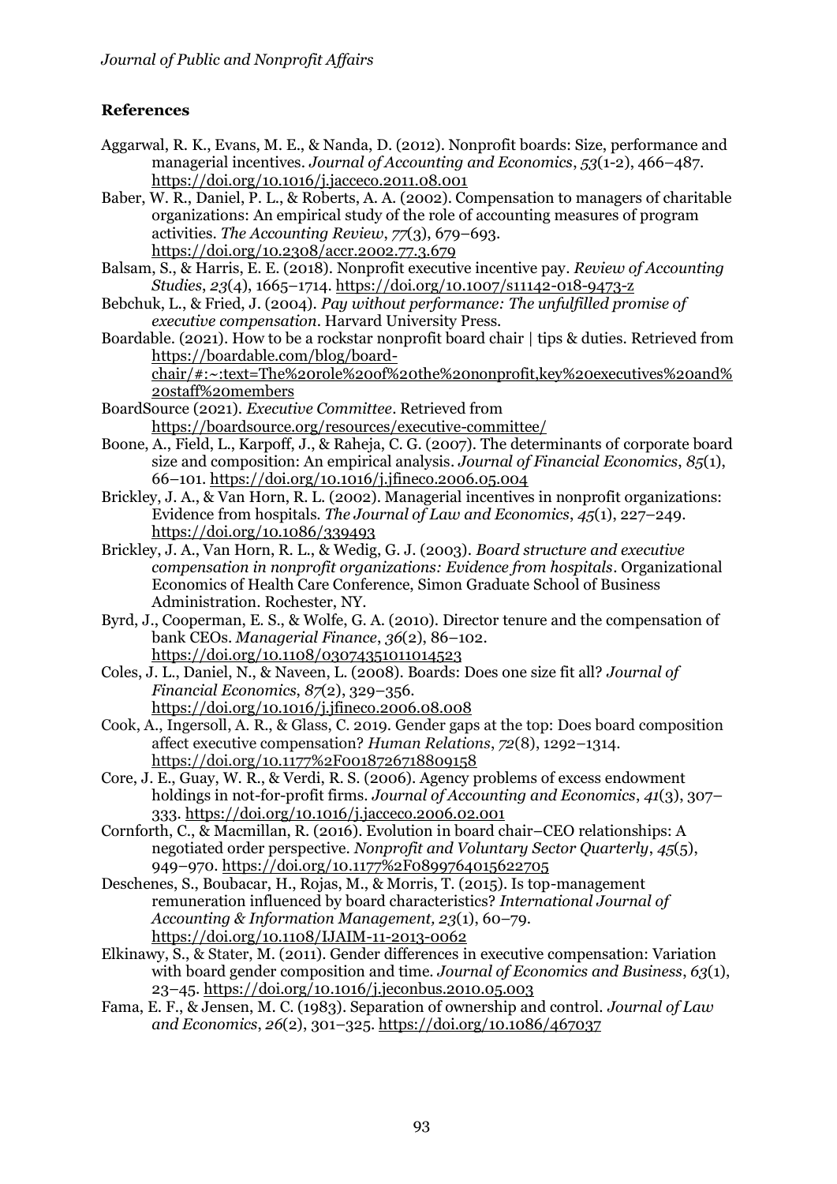## References

Aggarwal, R. K., Evans, M. E., & Nanda, D. (2012). Nonprofit boards: Size, performance and managerial incentives. *Journal of Accounting and Economics*, *53*(1-2), 466–487. https://doi.org/10.1016/j.jacceco.2011.08.001

Baber, W. R., Daniel, P. L., & Roberts, A. A. (2002). Compensation to managers of charitable organizations: An empirical study of the role of accounting measures of program activities. *The Accounting Review*, *77*(3), 679–693. https://doi.org/10.2308/accr.2002.77.3.679

Balsam, S., & Harris, E. E. (2018). Nonprofit executive incentive pay. *Review of Accounting Studies*, *23*(4), 1665–1714. https://doi.org/10.1007/s11142-018-9473-z

Bebchuk, L., & Fried, J. (2004). *Pay without performance: The unfulfilled promise of executive compensation*. Harvard University Press.

Boardable. (2021). How to be a rockstar nonprofit board chair | tips & duties. Retrieved from https://boardable.com/blog/board-chair/#:~:text=The%20role%20of%20the%20nonprofit,key%20executives%20and%20staff%20members

BoardSource (2021). *Executive Committee*. Retrieved from https://boardsource.org/resources/executive-committee/

Boone, A., Field, L., Karpoff, J., & Raheja, C. G. (2007). The determinants of corporate board size and composition: An empirical analysis. *Journal of Financial Economics*, *85*(1), 66–101. https://doi.org/10.1016/j.jfineco.2006.05.004

Brickley, J. A., & Van Horn, R. L. (2002). Managerial incentives in nonprofit organizations: Evidence from hospitals. *The Journal of Law and Economics*, *45*(1), 227–249. https://doi.org/10.1086/339493

Brickley, J. A., Van Horn, R. L., & Wedig, G. J. (2003). *Board structure and executive compensation in nonprofit organizations: Evidence from hospitals*. Organizational Economics of Health Care Conference, Simon Graduate School of Business Administration. Rochester, NY.

Byrd, J., Cooperman, E. S., & Wolfe, G. A. (2010). Director tenure and the compensation of bank CEOs. *Managerial Finance*, *36*(2), 86–102. https://doi.org/10.1108/03074351011014523

Coles, J. L., Daniel, N., & Naveen, L. (2008). Boards: Does one size fit all? *Journal of Financial Economics*, *87*(2), 329–356. https://doi.org/10.1016/j.jfineco.2006.08.008

Cook, A., Ingersoll, A. R., & Glass, C. 2019. Gender gaps at the top: Does board composition affect executive compensation? *Human Relations*, *72*(8), 1292–1314. https://doi.org/10.1177%2F0018726718809158

Core, J. E., Guay, W. R., & Verdi, R. S. (2006). Agency problems of excess endowment holdings in not-for-profit firms. *Journal of Accounting and Economics*, *41*(3), 307–333. https://doi.org/10.1016/j.jacceco.2006.02.001

Cornforth, C., & Macmillan, R. (2016). Evolution in board chair–CEO relationships: A negotiated order perspective. *Nonprofit and Voluntary Sector Quarterly*, *45*(5), 949–970. https://doi.org/10.1177%2F0899764015622705

Deschenes, S., Boubacar, H., Rojas, M., & Morris, T. (2015). Is top-management remuneration influenced by board characteristics? *International Journal of Accounting & Information Management, 23*(1), 60–79. https://doi.org/10.1108/IJAIM-11-2013-0062

Elkinawy, S., & Stater, M. (2011). Gender differences in executive compensation: Variation with board gender composition and time. *Journal of Economics and Business*, *63*(1), 23–45. https://doi.org/10.1016/j.jeconbus.2010.05.003

Fama, E. F., & Jensen, M. C. (1983). Separation of ownership and control. *Journal of Law and Economics*, *26*(2), 301–325. https://doi.org/10.1086/467037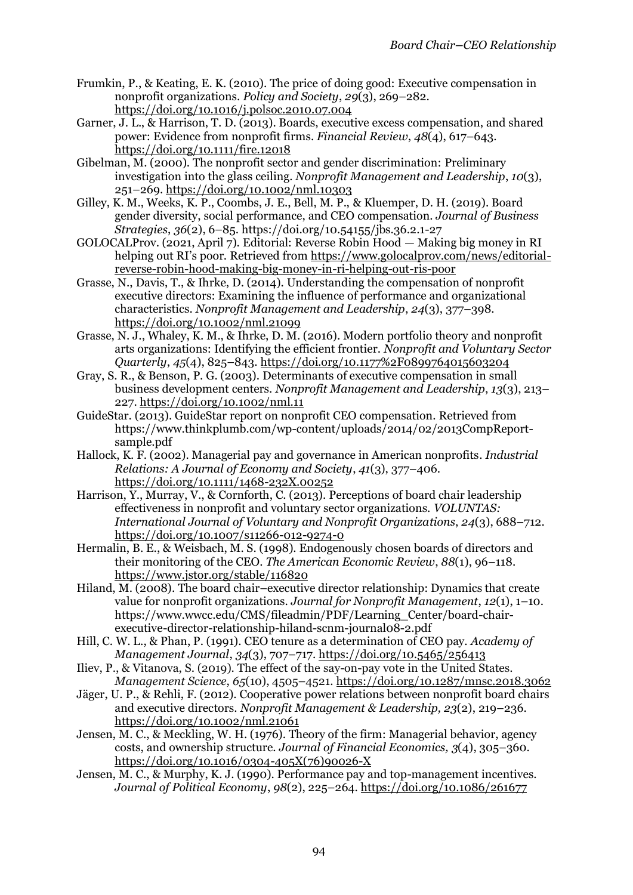Frumkin, P., & Keating, E. K. (2010). The price of doing good: Executive compensation in nonprofit organizations. *Policy and Society*, *29*(3), 269–282. https://doi.org/10.1016/j.polsoc.2010.07.004

Garner, J. L., & Harrison, T. D. (2013). Boards, executive excess compensation, and shared power: Evidence from nonprofit firms. *Financial Review*, *48*(4), 617–643. https://doi.org/10.1111/fire.12018

Gibelman, M. (2000). The nonprofit sector and gender discrimination: Preliminary investigation into the glass ceiling. *Nonprofit Management and Leadership*, *10*(3), 251–269. https://doi.org/10.1002/nml.10303

Gilley, K. M., Weeks, K. P., Coombs, J. E., Bell, M. P., & Kluemper, D. H. (2019). Board gender diversity, social performance, and CEO compensation. *Journal of Business Strategies*, *36*(2), 6–85. https://doi.org/10.54155/jbs.36.2.1-27

GOLOCALProv. (2021, April 7). Editorial: Reverse Robin Hood — Making big money in RI helping out RI's poor. Retrieved from https://www.golocalprov.com/news/editorial-reverse-robin-hood-making-big-money-in-ri-helping-out-ris-poor

Grasse, N., Davis, T., & Ihrke, D. (2014). Understanding the compensation of nonprofit executive directors: Examining the influence of performance and organizational characteristics. *Nonprofit Management and Leadership*, *24*(3), 377–398. https://doi.org/10.1002/nml.21099

Grasse, N. J., Whaley, K. M., & Ihrke, D. M. (2016). Modern portfolio theory and nonprofit arts organizations: Identifying the efficient frontier. *Nonprofit and Voluntary Sector Quarterly*, *45*(4), 825–843. https://doi.org/10.1177%2F0899764015603204

Gray, S. R., & Benson, P. G. (2003). Determinants of executive compensation in small business development centers. *Nonprofit Management and Leadership*, *13*(3), 213–227. https://doi.org/10.1002/nml.11

GuideStar. (2013). GuideStar report on nonprofit CEO compensation. Retrieved from https://www.thinkplumb.com/wp-content/uploads/2014/02/2013CompReport-sample.pdf

Hallock, K. F. (2002). Managerial pay and governance in American nonprofits. *Industrial Relations: A Journal of Economy and Society*, *41*(3), 377–406. https://doi.org/10.1111/1468-232X.00252

Harrison, Y., Murray, V., & Cornforth, C. (2013). Perceptions of board chair leadership effectiveness in nonprofit and voluntary sector organizations. *VOLUNTAS: International Journal of Voluntary and Nonprofit Organizations*, *24*(3), 688–712. https://doi.org/10.1007/s11266-012-9274-0

Hermalin, B. E., & Weisbach, M. S. (1998). Endogenously chosen boards of directors and their monitoring of the CEO. *The American Economic Review*, *88*(1), 96–118. https://www.jstor.org/stable/116820

Hiland, M. (2008). The board chair–executive director relationship: Dynamics that create value for nonprofit organizations. *Journal for Nonprofit Management*, *12*(1), 1–10. https://www.wwcc.edu/CMS/fileadmin/PDF/Learning_Center/board-chair-executive-director-relationship-hiland-scnm-journal08-2.pdf

Hill, C. W. L., & Phan, P. (1991). CEO tenure as a determination of CEO pay. *Academy of Management Journal*, *34*(3), 707–717. https://doi.org/10.5465/256413

Iliev, P., & Vitanova, S. (2019). The effect of the say-on-pay vote in the United States. *Management Science*, *65*(10), 4505–4521. https://doi.org/10.1287/mnsc.2018.3062

Jäger, U. P., & Rehli, F. (2012). Cooperative power relations between nonprofit board chairs and executive directors. *Nonprofit Management & Leadership, 23*(2), 219–236. https://doi.org/10.1002/nml.21061

Jensen, M. C., & Meckling, W. H. (1976). Theory of the firm: Managerial behavior, agency costs, and ownership structure. *Journal of Financial Economics, 3*(4), 305–360. https://doi.org/10.1016/0304-405X(76)90026-X

Jensen, M. C., & Murphy, K. J. (1990). Performance pay and top-management incentives. *Journal of Political Economy*, *98*(2), 225–264. https://doi.org/10.1086/261677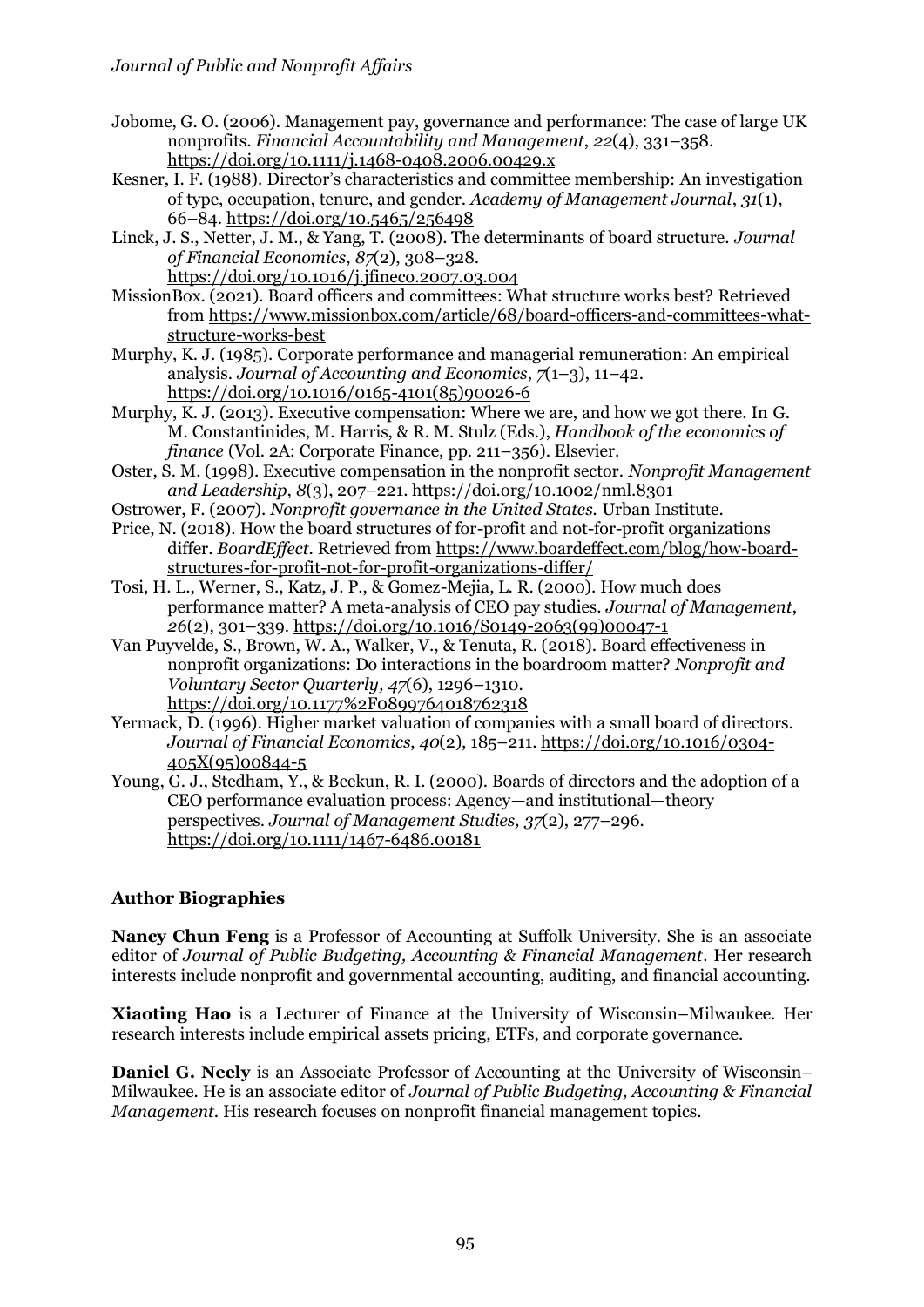Jobome, G. O. (2006). Management pay, governance and performance: The case of large UK nonprofits. *Financial Accountability and Management*, *22*(4), 331–358. https://doi.org/10.1111/j.1468-0408.2006.00429.x

Kesner, I. F. (1988). Director's characteristics and committee membership: An investigation of type, occupation, tenure, and gender. *Academy of Management Journal*, *31*(1), 66–84. https://doi.org/10.5465/256498

Linck, J. S., Netter, J. M., & Yang, T. (2008). The determinants of board structure. *Journal of Financial Economics*, *87*(2), 308–328. https://doi.org/10.1016/j.jfineco.2007.03.004

MissionBox. (2021). Board officers and committees: What structure works best? Retrieved from https://www.missionbox.com/article/68/board-officers-and-committees-what-structure-works-best

Murphy, K. J. (1985). Corporate performance and managerial remuneration: An empirical analysis. *Journal of Accounting and Economics*, *7*(1–3), 11–42. https://doi.org/10.1016/0165-4101(85)90026-6

Murphy, K. J. (2013). Executive compensation: Where we are, and how we got there. In G. M. Constantinides, M. Harris, & R. M. Stulz (Eds.), *Handbook of the economics of finance* (Vol. 2A: Corporate Finance, pp. 211–356). Elsevier.

Oster, S. M. (1998). Executive compensation in the nonprofit sector. *Nonprofit Management and Leadership*, *8*(3), 207–221. https://doi.org/10.1002/nml.8301

Ostrower, F. (2007). *Nonprofit governance in the United States.* Urban Institute.

Price, N. (2018). How the board structures of for-profit and not-for-profit organizations differ. *BoardEffect*. Retrieved from https://www.boardeffect.com/blog/how-board-structures-for-profit-not-for-profit-organizations-differ/

Tosi, H. L., Werner, S., Katz, J. P., & Gomez-Mejia, L. R. (2000). How much does performance matter? A meta-analysis of CEO pay studies. *Journal of Management*, *26*(2), 301–339. https://doi.org/10.1016/S0149-2063(99)00047-1

Van Puyvelde, S., Brown, W. A., Walker, V., & Tenuta, R. (2018). Board effectiveness in nonprofit organizations: Do interactions in the boardroom matter? *Nonprofit and Voluntary Sector Quarterly, 47*(6), 1296–1310. https://doi.org/10.1177%2F0899764018762318

Yermack, D. (1996). Higher market valuation of companies with a small board of directors. *Journal of Financial Economics*, *40*(2), 185–211. https://doi.org/10.1016/0304-405X(95)00844-5

Young, G. J., Stedham, Y., & Beekun, R. I. (2000). Boards of directors and the adoption of a CEO performance evaluation process: Agency—and institutional—theory perspectives. *Journal of Management Studies, 37*(2), 277–296. https://doi.org/10.1111/1467-6486.00181

## Author Biographies

**Nancy Chun Feng** is a Professor of Accounting at Suffolk University. She is an associate editor of *Journal of Public Budgeting, Accounting & Financial Management*. Her research interests include nonprofit and governmental accounting, auditing, and financial accounting.

**Xiaoting Hao** is a Lecturer of Finance at the University of Wisconsin–Milwaukee. Her research interests include empirical assets pricing, ETFs, and corporate governance.

**Daniel G. Neely** is an Associate Professor of Accounting at the University of Wisconsin–Milwaukee. He is an associate editor of *Journal of Public Budgeting, Accounting & Financial Management*. His research focuses on nonprofit financial management topics.